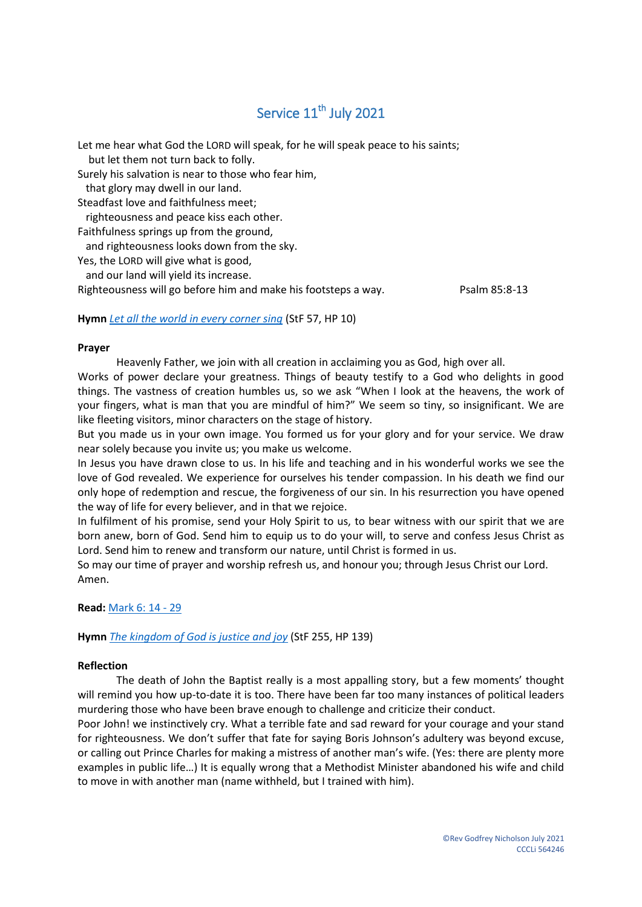# Service 11th July 2021

Let me hear what God the LORD will speak, for he will speak peace to his saints;
but let them not turn back to folly.
Surely his salvation is near to those who fear him,
that glory may dwell in our land.
Steadfast love and faithfulness meet;
righteousness and peace kiss each other.
Faithfulness springs up from the ground,
and righteousness looks down from the sky.
Yes, the LORD will give what is good,
and our land will yield its increase.
Righteousness will go before him and make his footsteps a way. Psalm 85:8-13

**Hymn** *Let all the world in every corner sing* (StF 57, HP 10)

**Prayer**

Heavenly Father, we join with all creation in acclaiming you as God, high over all.
Works of power declare your greatness. Things of beauty testify to a God who delights in good things. The vastness of creation humbles us, so we ask "When I look at the heavens, the work of your fingers, what is man that you are mindful of him?" We seem so tiny, so insignificant. We are like fleeting visitors, minor characters on the stage of history.
But you made us in your own image. You formed us for your glory and for your service. We draw near solely because you invite us; you make us welcome.
In Jesus you have drawn close to us. In his life and teaching and in his wonderful works we see the love of God revealed. We experience for ourselves his tender compassion. In his death we find our only hope of redemption and rescue, the forgiveness of our sin. In his resurrection you have opened the way of life for every believer, and in that we rejoice.
In fulfilment of his promise, send your Holy Spirit to us, to bear witness with our spirit that we are born anew, born of God. Send him to equip us to do your will, to serve and confess Jesus Christ as Lord. Send him to renew and transform our nature, until Christ is formed in us.
So may our time of prayer and worship refresh us, and honour you; through Jesus Christ our Lord.
Amen.

**Read:** Mark 6: 14 - 29

**Hymn** *The kingdom of God is justice and joy* (StF 255, HP 139)

**Reflection**

The death of John the Baptist really is a most appalling story, but a few moments' thought will remind you how up-to-date it is too. There have been far too many instances of political leaders murdering those who have been brave enough to challenge and criticize their conduct.
Poor John! we instinctively cry. What a terrible fate and sad reward for your courage and your stand for righteousness. We don't suffer that fate for saying Boris Johnson's adultery was beyond excuse, or calling out Prince Charles for making a mistress of another man's wife. (Yes: there are plenty more examples in public life…) It is equally wrong that a Methodist Minister abandoned his wife and child to move in with another man (name withheld, but I trained with him).

©Rev Godfrey Nicholson July 2021
CCCLi 564246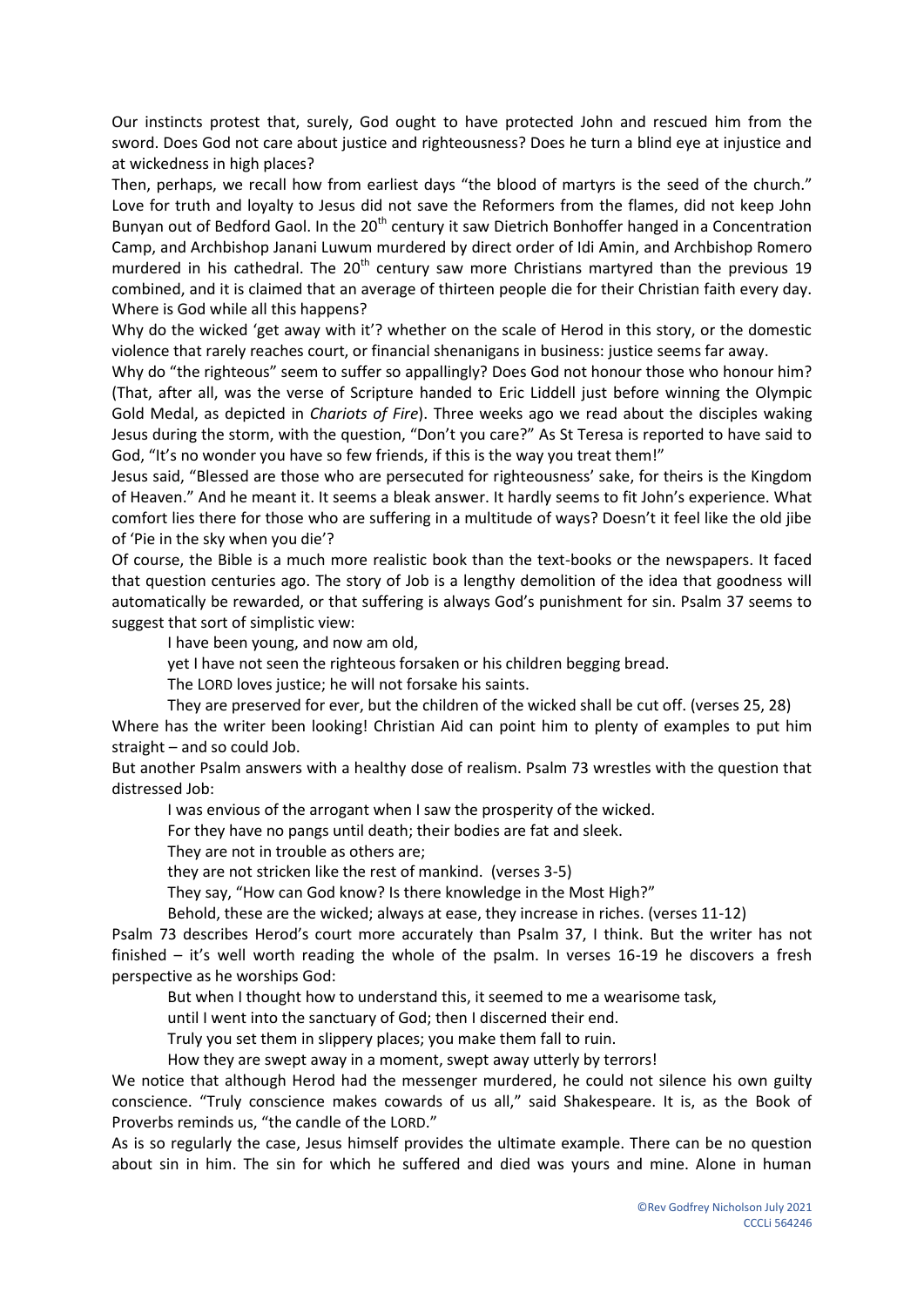Our instincts protest that, surely, God ought to have protected John and rescued him from the sword. Does God not care about justice and righteousness? Does he turn a blind eye at injustice and at wickedness in high places?

Then, perhaps, we recall how from earliest days "the blood of martyrs is the seed of the church." Love for truth and loyalty to Jesus did not save the Reformers from the flames, did not keep John Bunyan out of Bedford Gaol. In the 20th century it saw Dietrich Bonhoffer hanged in a Concentration Camp, and Archbishop Janani Luwum murdered by direct order of Idi Amin, and Archbishop Romero murdered in his cathedral. The 20th century saw more Christians martyred than the previous 19 combined, and it is claimed that an average of thirteen people die for their Christian faith every day. Where is God while all this happens?

Why do the wicked 'get away with it'? whether on the scale of Herod in this story, or the domestic violence that rarely reaches court, or financial shenanigans in business: justice seems far away.

Why do "the righteous" seem to suffer so appallingly? Does God not honour those who honour him? (That, after all, was the verse of Scripture handed to Eric Liddell just before winning the Olympic Gold Medal, as depicted in *Chariots of Fire*). Three weeks ago we read about the disciples waking Jesus during the storm, with the question, "Don't you care?" As St Teresa is reported to have said to God, "It's no wonder you have so few friends, if this is the way you treat them!"

Jesus said, "Blessed are those who are persecuted for righteousness' sake, for theirs is the Kingdom of Heaven." And he meant it. It seems a bleak answer. It hardly seems to fit John's experience. What comfort lies there for those who are suffering in a multitude of ways? Doesn't it feel like the old jibe of 'Pie in the sky when you die'?

Of course, the Bible is a much more realistic book than the text-books or the newspapers. It faced that question centuries ago. The story of Job is a lengthy demolition of the idea that goodness will automatically be rewarded, or that suffering is always God's punishment for sin. Psalm 37 seems to suggest that sort of simplistic view:

> I have been young, and now am old,
> yet I have not seen the righteous forsaken or his children begging bread.
> The LORD loves justice; he will not forsake his saints.
> They are preserved for ever, but the children of the wicked shall be cut off. (verses 25, 28)

Where has the writer been looking! Christian Aid can point him to plenty of examples to put him straight – and so could Job.

But another Psalm answers with a healthy dose of realism. Psalm 73 wrestles with the question that distressed Job:

> I was envious of the arrogant when I saw the prosperity of the wicked.
> For they have no pangs until death; their bodies are fat and sleek.
> They are not in trouble as others are;
> they are not stricken like the rest of mankind. (verses 3-5)
> They say, "How can God know? Is there knowledge in the Most High?"
> Behold, these are the wicked; always at ease, they increase in riches. (verses 11-12)

Psalm 73 describes Herod's court more accurately than Psalm 37, I think. But the writer has not finished – it's well worth reading the whole of the psalm. In verses 16-19 he discovers a fresh perspective as he worships God:

> But when I thought how to understand this, it seemed to me a wearisome task,
> until I went into the sanctuary of God; then I discerned their end.
> Truly you set them in slippery places; you make them fall to ruin.
> How they are swept away in a moment, swept away utterly by terrors!

We notice that although Herod had the messenger murdered, he could not silence his own guilty conscience. "Truly conscience makes cowards of us all," said Shakespeare. It is, as the Book of Proverbs reminds us, "the candle of the LORD."

As is so regularly the case, Jesus himself provides the ultimate example. There can be no question about sin in him. The sin for which he suffered and died was yours and mine. Alone in human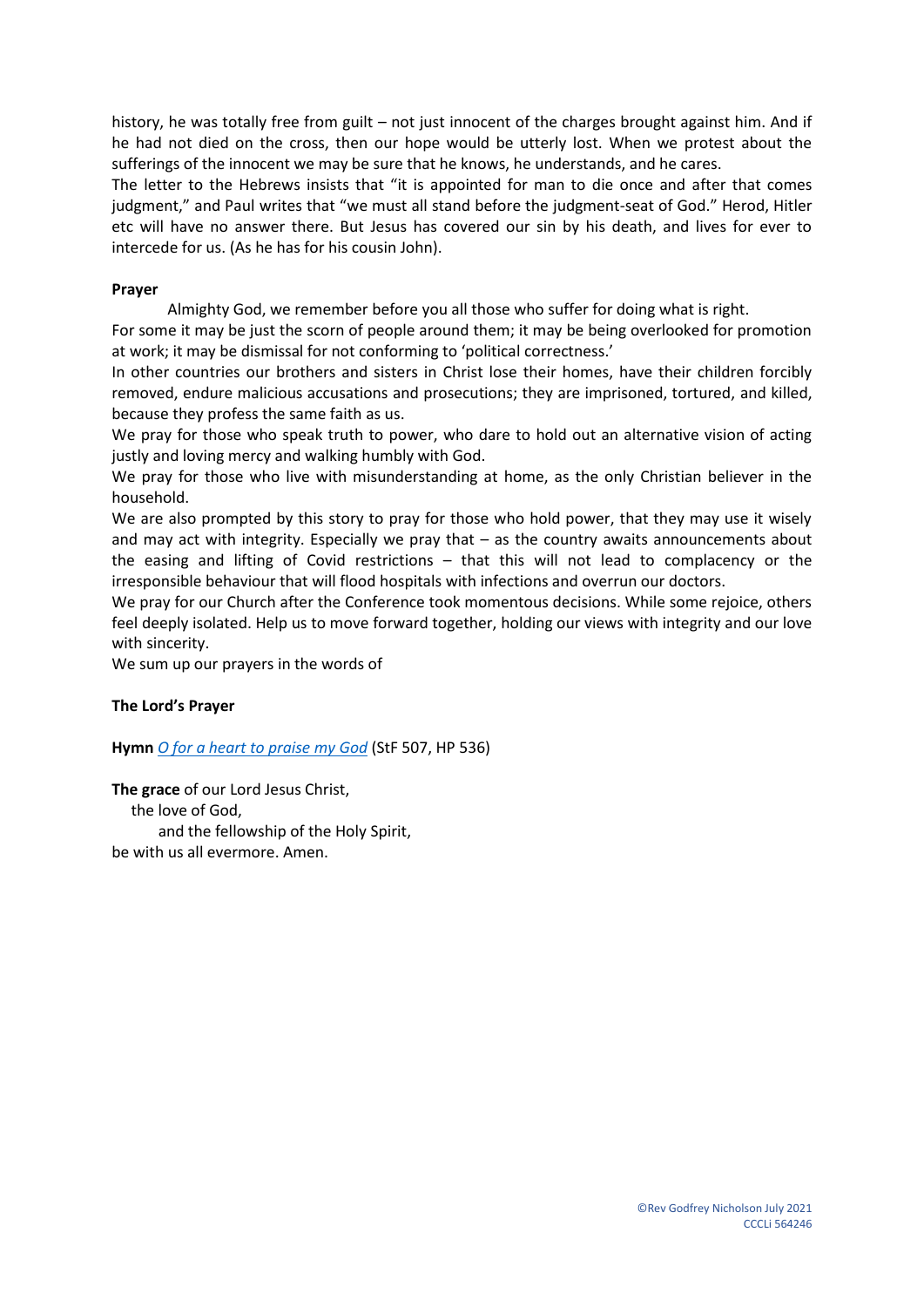history, he was totally free from guilt – not just innocent of the charges brought against him. And if he had not died on the cross, then our hope would be utterly lost. When we protest about the sufferings of the innocent we may be sure that he knows, he understands, and he cares.

The letter to the Hebrews insists that "it is appointed for man to die once and after that comes judgment," and Paul writes that "we must all stand before the judgment-seat of God." Herod, Hitler etc will have no answer there. But Jesus has covered our sin by his death, and lives for ever to intercede for us. (As he has for his cousin John).

**Prayer**

Almighty God, we remember before you all those who suffer for doing what is right.

For some it may be just the scorn of people around them; it may be being overlooked for promotion at work; it may be dismissal for not conforming to 'political correctness.'

In other countries our brothers and sisters in Christ lose their homes, have their children forcibly removed, endure malicious accusations and prosecutions; they are imprisoned, tortured, and killed, because they profess the same faith as us.

We pray for those who speak truth to power, who dare to hold out an alternative vision of acting justly and loving mercy and walking humbly with God.

We pray for those who live with misunderstanding at home, as the only Christian believer in the household.

We are also prompted by this story to pray for those who hold power, that they may use it wisely and may act with integrity. Especially we pray that – as the country awaits announcements about the easing and lifting of Covid restrictions – that this will not lead to complacency or the irresponsible behaviour that will flood hospitals with infections and overrun our doctors.

We pray for our Church after the Conference took momentous decisions. While some rejoice, others feel deeply isolated. Help us to move forward together, holding our views with integrity and our love with sincerity.

We sum up our prayers in the words of

**The Lord's Prayer**

**Hymn** *O for a heart to praise my God* (StF 507, HP 536)

**The grace** of our Lord Jesus Christ,
the love of God,
and the fellowship of the Holy Spirit,
be with us all evermore. Amen.

©Rev Godfrey Nicholson July 2021
CCCLi 564246